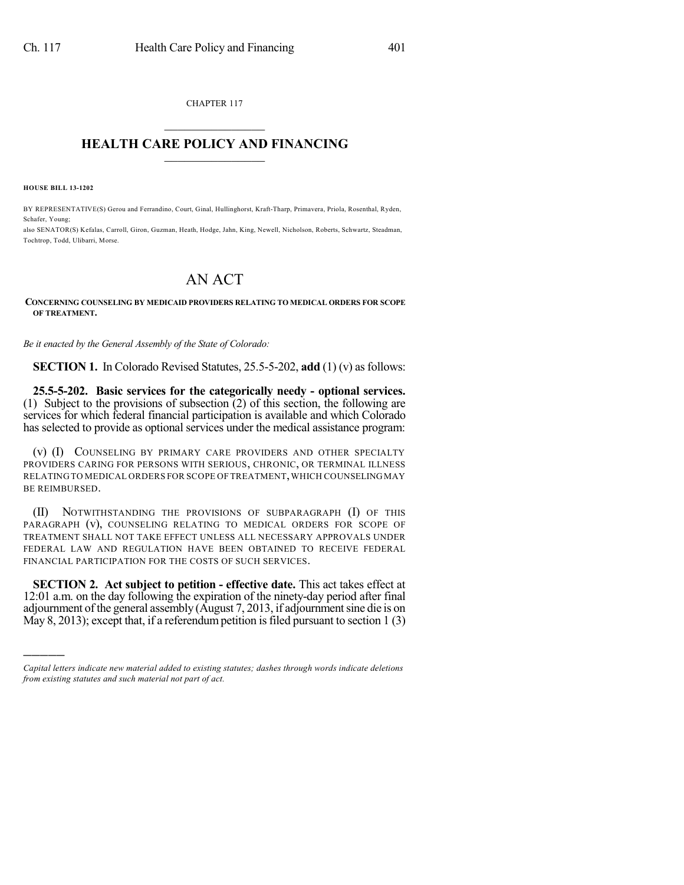CHAPTER 117

# HEALTH CARE POLICY AND FINANCING

**HOUSE BILL 13-1202**

BY REPRESENTATIVE(S) Gerou and Ferrandino, Court, Ginal, Hullinghorst, Kraft-Tharp, Primavera, Priola, Rosenthal, Ryden, Schafer, Young;
also SENATOR(S) Kefalas, Carroll, Giron, Guzman, Heath, Hodge, Jahn, King, Newell, Nicholson, Roberts, Schwartz, Steadman, Tochtrop, Todd, Ulibarri, Morse.

# AN ACT

**CONCERNING COUNSELING BY MEDICAID PROVIDERS RELATING TO MEDICAL ORDERS FOR SCOPE OF TREATMENT.**

*Be it enacted by the General Assembly of the State of Colorado:*

**SECTION 1.** In Colorado Revised Statutes, 25.5-5-202, **add** (1) (v) as follows:

**25.5-5-202. Basic services for the categorically needy - optional services.** (1) Subject to the provisions of subsection (2) of this section, the following are services for which federal financial participation is available and which Colorado has selected to provide as optional services under the medical assistance program:

(v) (I) COUNSELING BY PRIMARY CARE PROVIDERS AND OTHER SPECIALTY PROVIDERS CARING FOR PERSONS WITH SERIOUS, CHRONIC, OR TERMINAL ILLNESS RELATING TO MEDICAL ORDERS FOR SCOPE OF TREATMENT, WHICH COUNSELING MAY BE REIMBURSED.

(II) NOTWITHSTANDING THE PROVISIONS OF SUBPARAGRAPH (I) OF THIS PARAGRAPH (v), COUNSELING RELATING TO MEDICAL ORDERS FOR SCOPE OF TREATMENT SHALL NOT TAKE EFFECT UNLESS ALL NECESSARY APPROVALS UNDER FEDERAL LAW AND REGULATION HAVE BEEN OBTAINED TO RECEIVE FEDERAL FINANCIAL PARTICIPATION FOR THE COSTS OF SUCH SERVICES.

**SECTION 2. Act subject to petition - effective date.** This act takes effect at 12:01 a.m. on the day following the expiration of the ninety-day period after final adjournment of the general assembly (August 7, 2013, if adjournment sine die is on May 8, 2013); except that, if a referendum petition is filed pursuant to section 1 (3)

*Capital letters indicate new material added to existing statutes; dashes through words indicate deletions from existing statutes and such material not part of act.*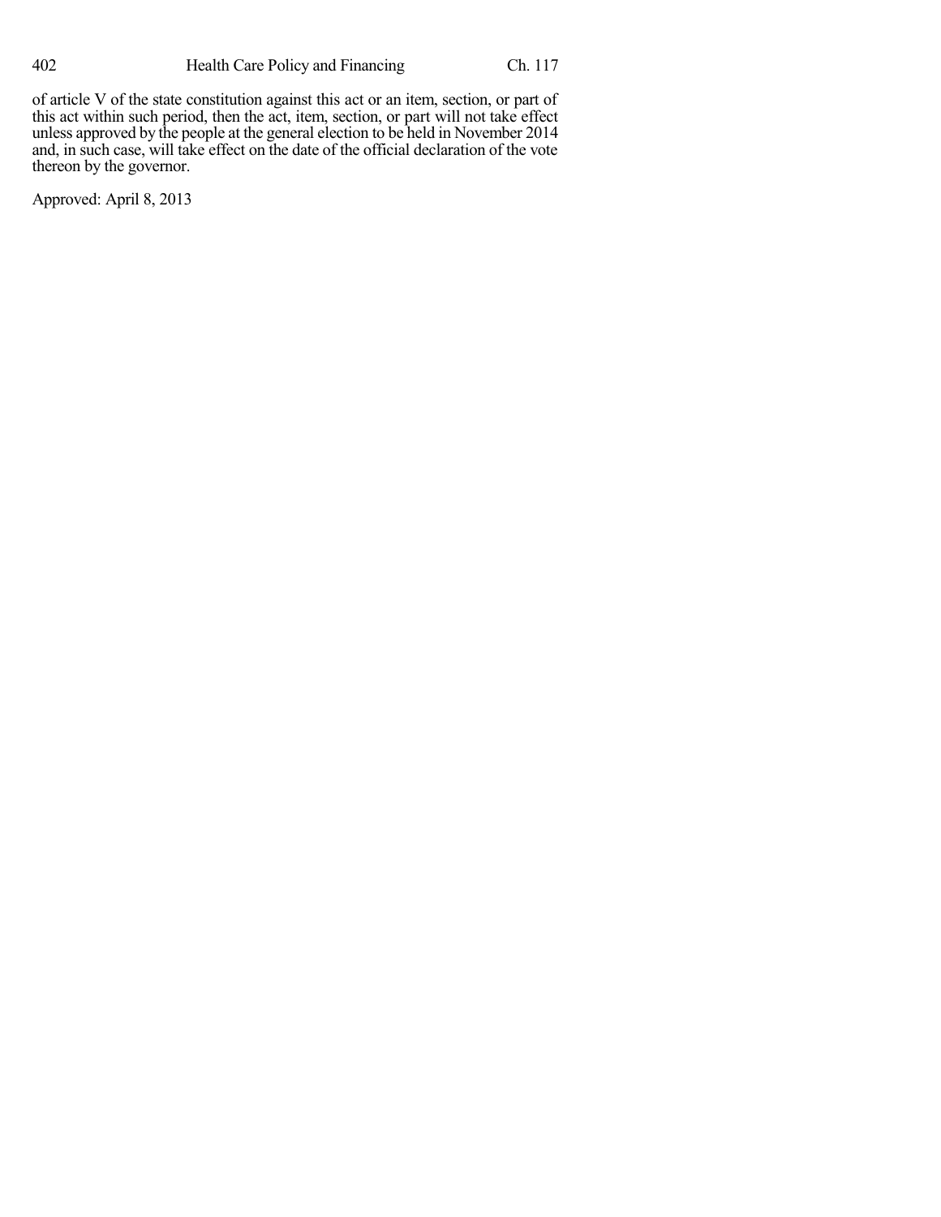of article V of the state constitution against this act or an item, section, or part of this act within such period, then the act, item, section, or part will not take effect unless approved by the people at the general election to be held in November 2014 and, in such case, will take effect on the date of the official declaration of the vote thereon by the governor.

Approved: April 8, 2013